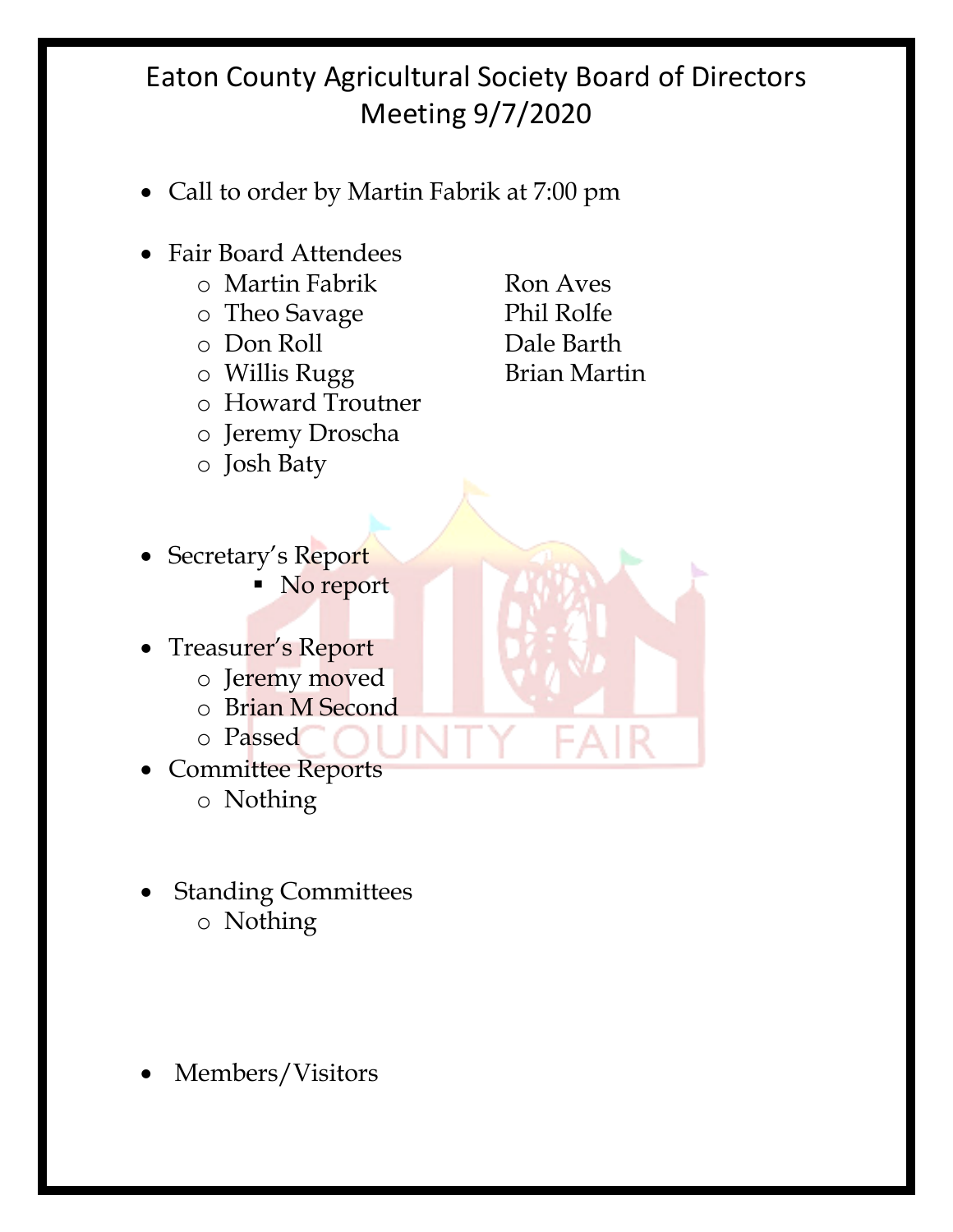# Eaton County Agricultural Society Board of Directors Meeting 9/7/2020

- Call to order by Martin Fabrik at 7:00 pm

- Fair Board Attendees
  - Martin Fabrik
  - Theo Savage
  - Don Roll
  - Willis Rugg
  - Howard Troutner
  - Jeremy Droscha
  - Josh Baty
  - Ron Aves
  - Phil Rolfe
  - Dale Barth
  - Brian Martin

- Secretary's Report
  - No report

- Treasurer's Report
  - Jeremy moved
  - Brian M Second
  - Passed
- Committee Reports
  - Nothing

- Standing Committees
  - Nothing

- Members/Visitors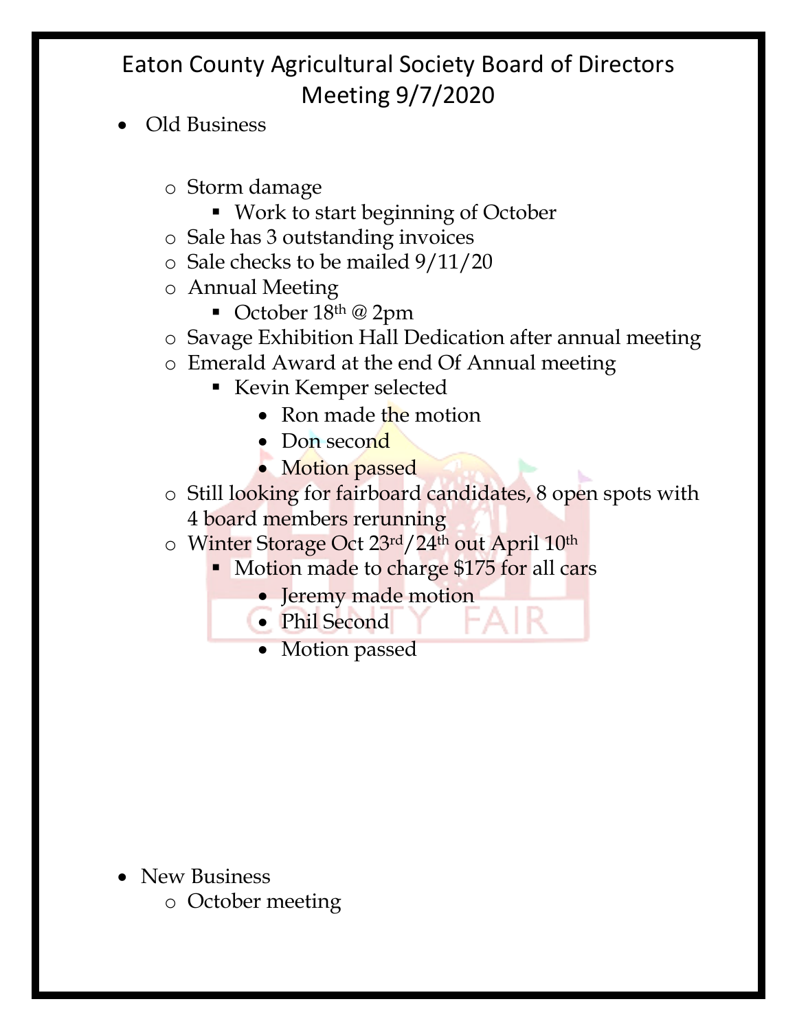# Eaton County Agricultural Society Board of Directors Meeting 9/7/2020

- Old Business
  - Storm damage
    - Work to start beginning of October
  - Sale has 3 outstanding invoices
  - Sale checks to be mailed 9/11/20
  - Annual Meeting
    - October 18th @ 2pm
  - Savage Exhibition Hall Dedication after annual meeting
  - Emerald Award at the end Of Annual meeting
    - Kevin Kemper selected
      - Ron made the motion
      - Don second
      - Motion passed
  - Still looking for fairboard candidates, 8 open spots with 4 board members rerunning
  - Winter Storage Oct 23rd/24th out April 10th
    - Motion made to charge $175 for all cars
      - Jeremy made motion
      - Phil Second
      - Motion passed

- New Business
  - October meeting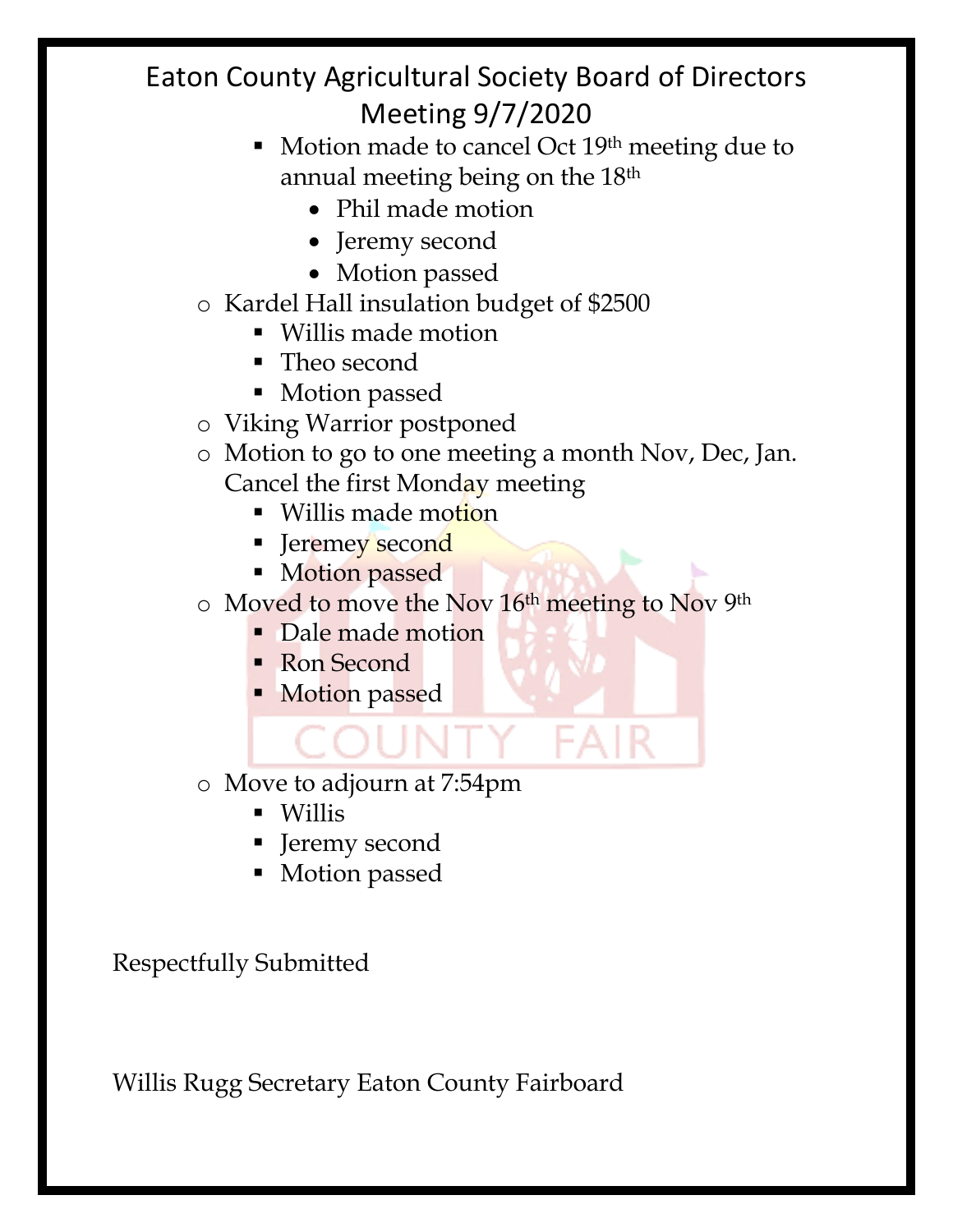# Eaton County Agricultural Society Board of Directors Meeting 9/7/2020

- Motion made to cancel Oct 19th meeting due to annual meeting being on the 18th
  - Phil made motion
  - Jeremy second
  - Motion passed
- Kardel Hall insulation budget of $2500
  - Willis made motion
  - Theo second
  - Motion passed
- Viking Warrior postponed
- Motion to go to one meeting a month Nov, Dec, Jan. Cancel the first Monday meeting
  - Willis made motion
  - Jeremey second
  - Motion passed
- Moved to move the Nov 16th meeting to Nov 9th
  - Dale made motion
  - Ron Second
  - Motion passed
- Move to adjourn at 7:54pm
  - Willis
  - Jeremy second
  - Motion passed

Respectfully Submitted

Willis Rugg Secretary Eaton County Fairboard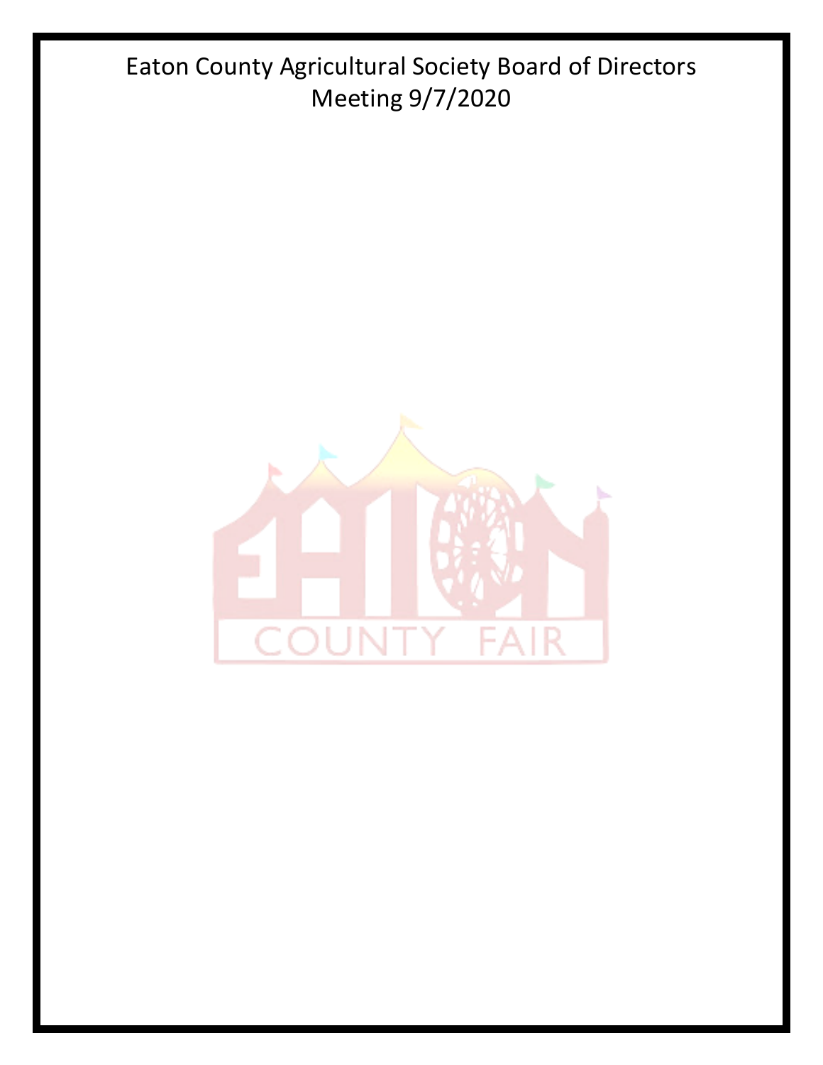# Eaton County Agricultural Society Board of Directors Meeting 9/7/2020